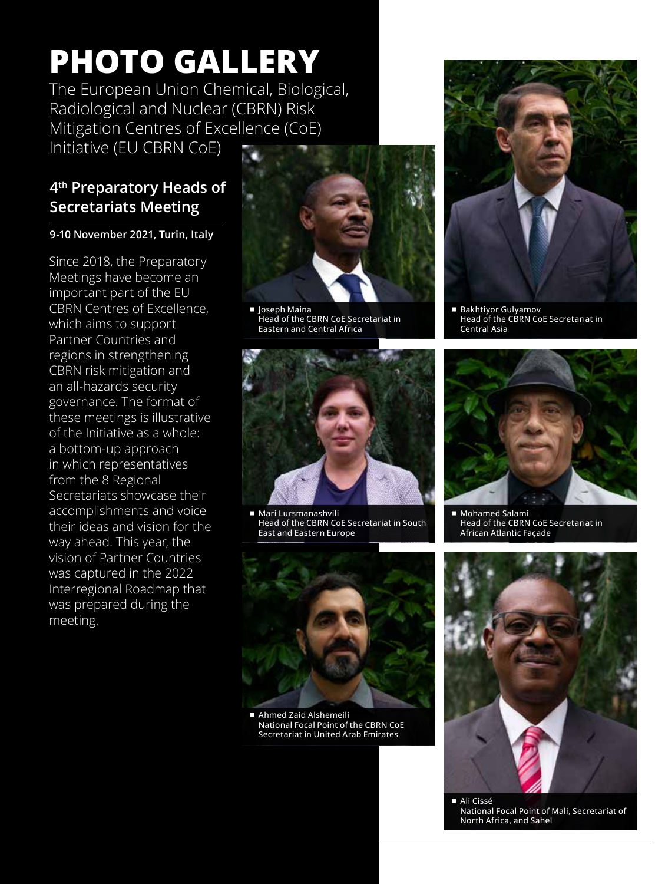# PHOTO GALLERY

The European Union Chemical, Biological, Radiological and Nuclear (CBRN) Risk Mitigation Centres of Excellence (CoE) Initiative (EU CBRN CoE)

## 4th Preparatory Heads of Secretariats Meeting

**9-10 November 2021, Turin, Italy**

Since 2018, the Preparatory Meetings have become an important part of the EU CBRN Centres of Excellence, which aims to support Partner Countries and regions in strengthening CBRN risk mitigation and an all-hazards security governance. The format of these meetings is illustrative of the Initiative as a whole: a bottom-up approach in which representatives from the 8 Regional Secretariats showcase their accomplishments and voice their ideas and vision for the way ahead. This year, the vision of Partner Countries was captured in the 2022 Interregional Roadmap that was prepared during the meeting.

- Joseph Maina
  Head of the CBRN CoE Secretariat in Eastern and Central Africa

- Bakhtiyor Gulyamov
  Head of the CBRN CoE Secretariat in Central Asia

- Mari Lursmanashvili
  Head of the CBRN CoE Secretariat in South East and Eastern Europe

- Mohamed Salami
  Head of the CBRN CoE Secretariat in African Atlantic Façade

- Ahmed Zaid Alshemeili
  National Focal Point of the CBRN CoE Secretariat in United Arab Emirates

- Ali Cissé
  National Focal Point of Mali, Secretariat of North Africa, and Sahel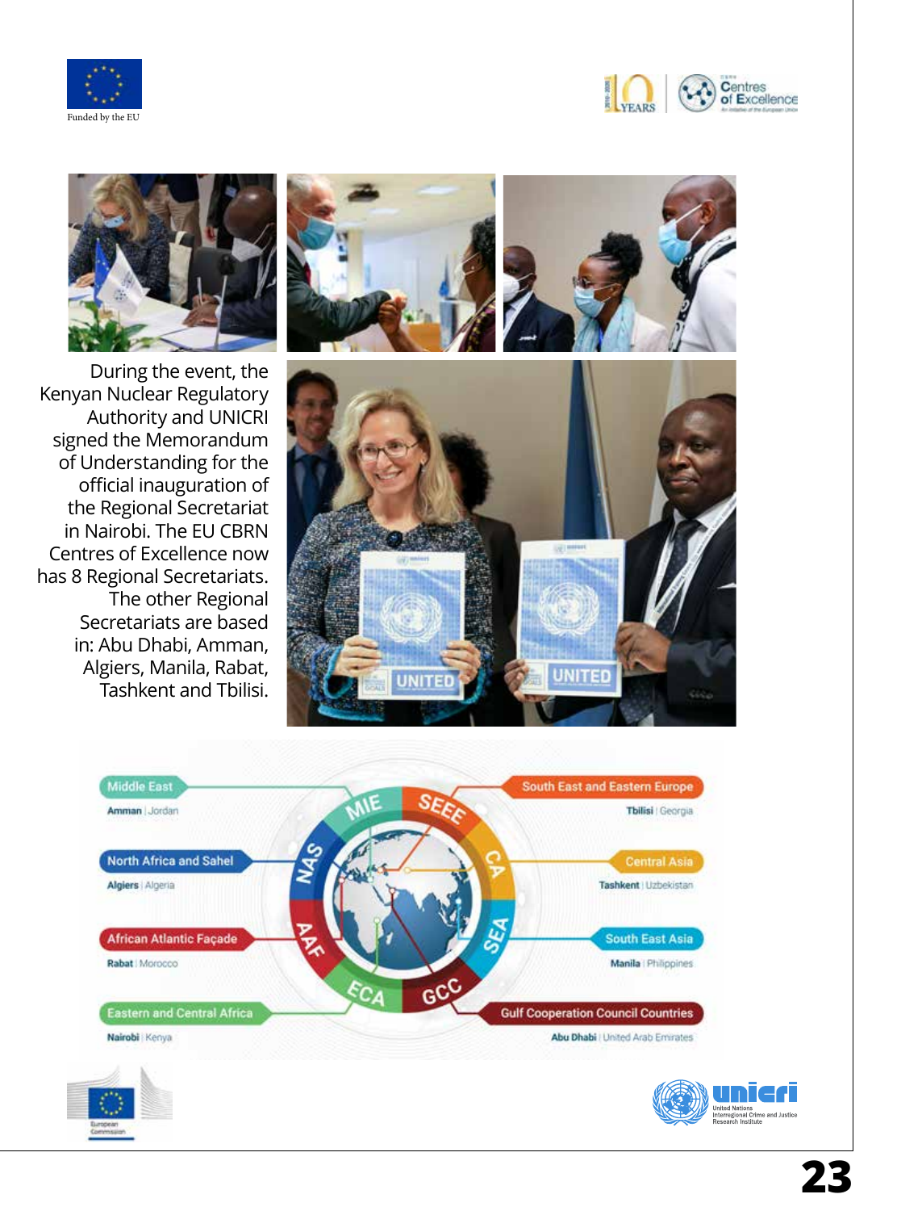During the event, the Kenyan Nuclear Regulatory Authority and UNICRI signed the Memorandum of Understanding for the official inauguration of the Regional Secretariat in Nairobi. The EU CBRN Centres of Excellence now has 8 Regional Secretariats. The other Regional Secretariats are based in: Abu Dhabi, Amman, Algiers, Manila, Rabat, Tashkent and Tbilisi.

- **Middle East** (MIE) — Amman | Jordan
- **North Africa and Sahel** (NAS) — Algiers | Algeria
- **African Atlantic Façade** (AAF) — Rabat | Morocco
- **Eastern and Central Africa** (ECA) — Nairobi | Kenya
- **South East and Eastern Europe** (SEEE) — Tbilisi | Georgia
- **Central Asia** (CA) — Tashkent | Uzbekistan
- **South East Asia** (SEA) — Manila | Philippines
- **Gulf Cooperation Council Countries** (GCC) — Abu Dhabi | United Arab Emirates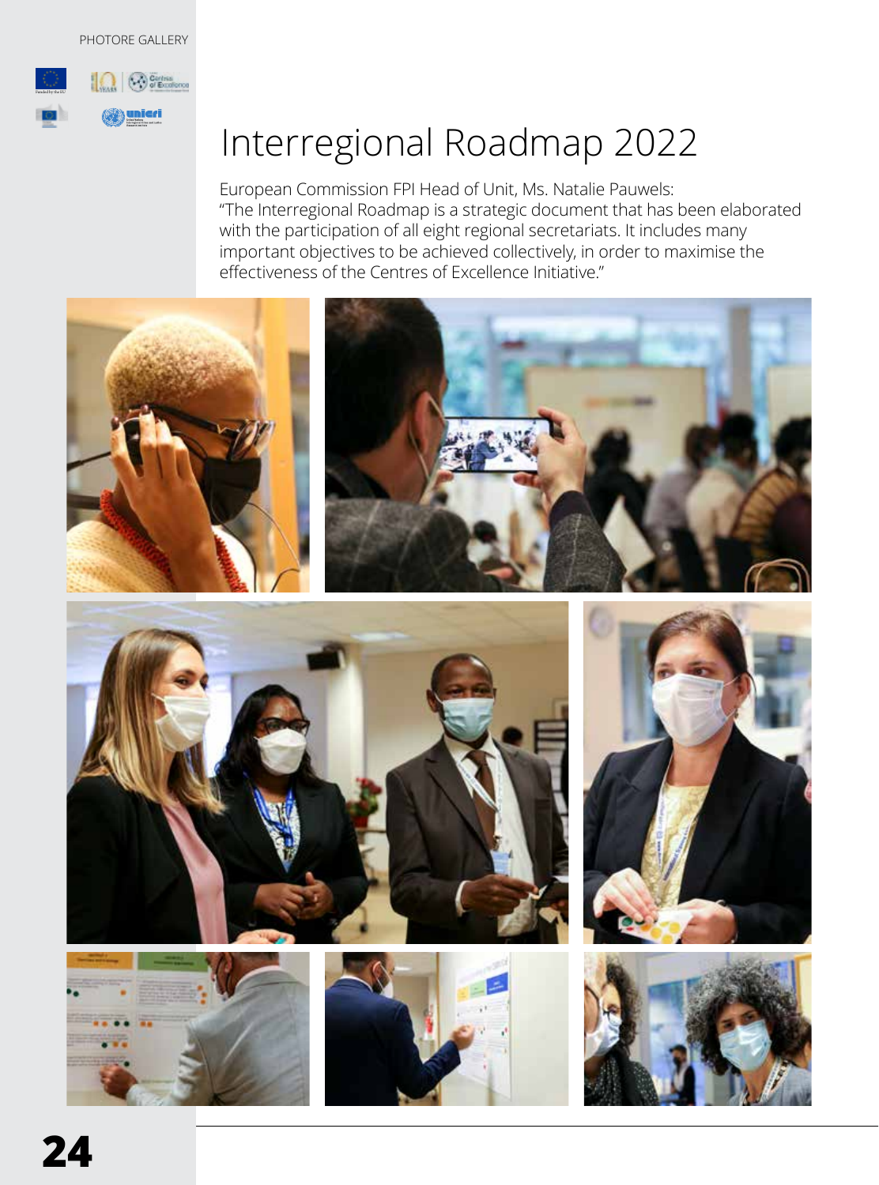# Interregional Roadmap 2022

European Commission FPI Head of Unit, Ms. Natalie Pauwels:
"The Interregional Roadmap is a strategic document that has been elaborated with the participation of all eight regional secretariats. It includes many important objectives to be achieved collectively, in order to maximise the effectiveness of the Centres of Excellence Initiative."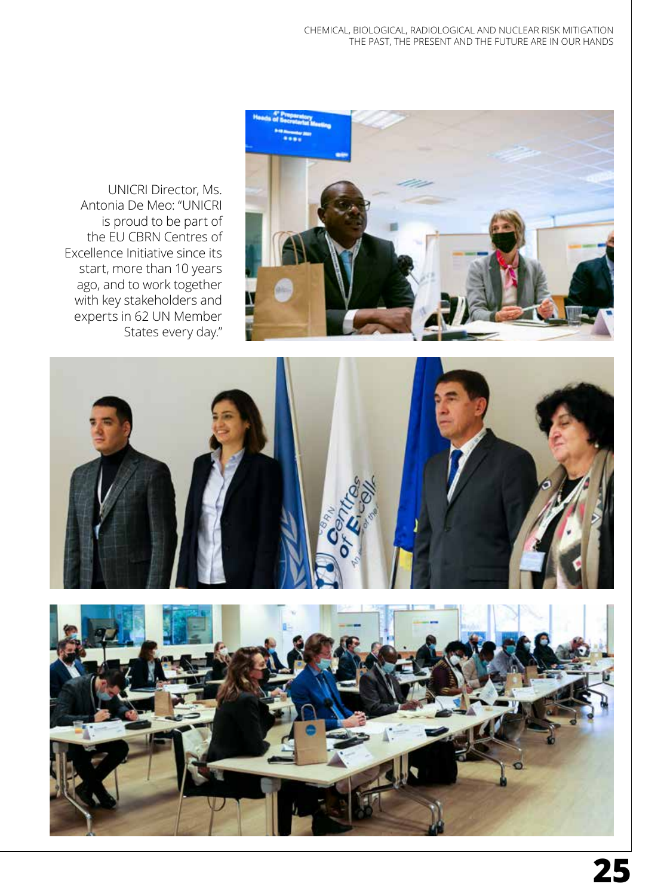UNICRI Director, Ms. Antonia De Meo: "UNICRI is proud to be part of the EU CBRN Centres of Excellence Initiative since its start, more than 10 years ago, and to work together with key stakeholders and experts in 62 UN Member States every day."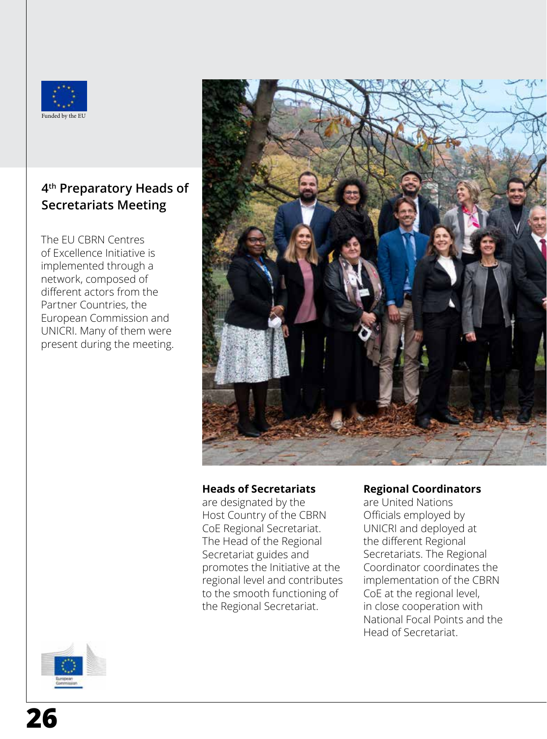Funded by the EU

## 4th Preparatory Heads of Secretariats Meeting

The EU CBRN Centres of Excellence Initiative is implemented through a network, composed of different actors from the Partner Countries, the European Commission and UNICRI. Many of them were present during the meeting.

**Heads of Secretariats** are designated by the Host Country of the CBRN CoE Regional Secretariat. The Head of the Regional Secretariat guides and promotes the Initiative at the regional level and contributes to the smooth functioning of the Regional Secretariat.

**Regional Coordinators** are United Nations Officials employed by UNICRI and deployed at the different Regional Secretariats. The Regional Coordinator coordinates the implementation of the CBRN CoE at the regional level, in close cooperation with National Focal Points and the Head of Secretariat.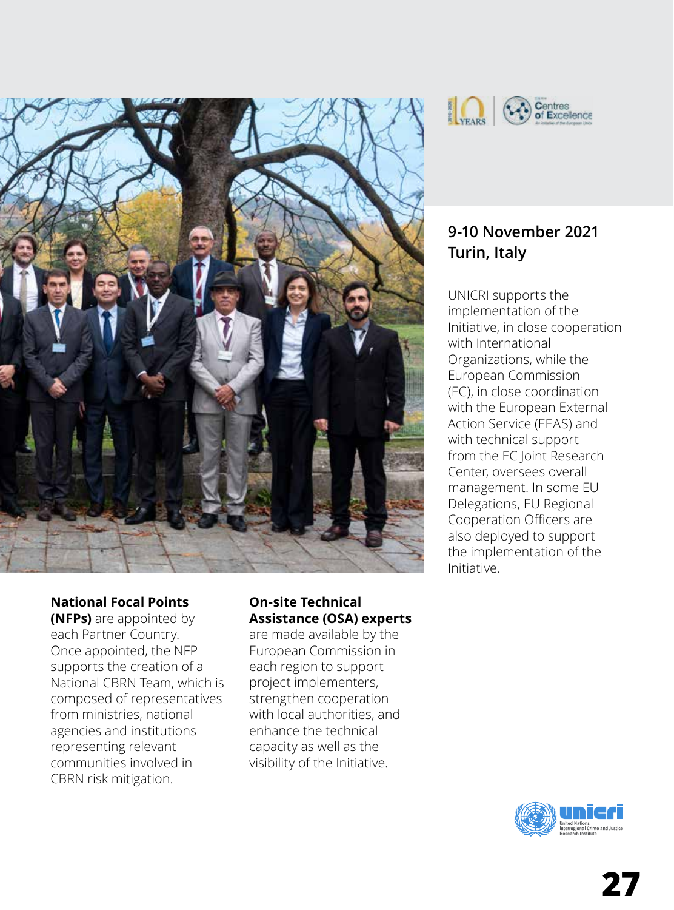## 9-10 November 2021
## Turin, Italy

UNICRI supports the implementation of the Initiative, in close cooperation with International Organizations, while the European Commission (EC), in close coordination with the European External Action Service (EEAS) and with technical support from the EC Joint Research Center, oversees overall management. In some EU Delegations, EU Regional Cooperation Officers are also deployed to support the implementation of the Initiative.

**National Focal Points (NFPs)** are appointed by each Partner Country. Once appointed, the NFP supports the creation of a National CBRN Team, which is composed of representatives from ministries, national agencies and institutions representing relevant communities involved in CBRN risk mitigation.

**On-site Technical Assistance (OSA) experts** are made available by the European Commission in each region to support project implementers, strengthen cooperation with local authorities, and enhance the technical capacity as well as the visibility of the Initiative.